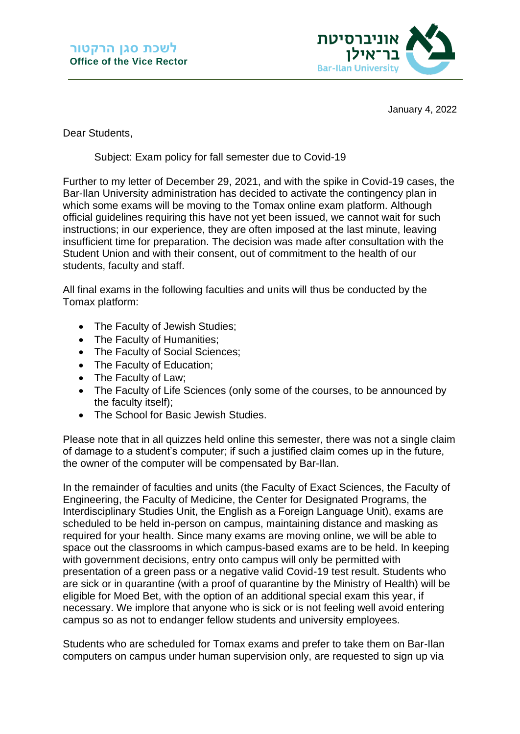לשכת סגן הרקטור
**Office of the Vice Rector**

אוניברסיטת בר־אילן
Bar-Ilan University

January 4, 2022

Dear Students,

Subject: Exam policy for fall semester due to Covid-19

Further to my letter of December 29, 2021, and with the spike in Covid-19 cases, the Bar-Ilan University administration has decided to activate the contingency plan in which some exams will be moving to the Tomax online exam platform. Although official guidelines requiring this have not yet been issued, we cannot wait for such instructions; in our experience, they are often imposed at the last minute, leaving insufficient time for preparation. The decision was made after consultation with the Student Union and with their consent, out of commitment to the health of our students, faculty and staff.

All final exams in the following faculties and units will thus be conducted by the Tomax platform:

- The Faculty of Jewish Studies;
- The Faculty of Humanities;
- The Faculty of Social Sciences;
- The Faculty of Education;
- The Faculty of Law;
- The Faculty of Life Sciences (only some of the courses, to be announced by the faculty itself);
- The School for Basic Jewish Studies.

Please note that in all quizzes held online this semester, there was not a single claim of damage to a student's computer; if such a justified claim comes up in the future, the owner of the computer will be compensated by Bar-Ilan.

In the remainder of faculties and units (the Faculty of Exact Sciences, the Faculty of Engineering, the Faculty of Medicine, the Center for Designated Programs, the Interdisciplinary Studies Unit, the English as a Foreign Language Unit), exams are scheduled to be held in-person on campus, maintaining distance and masking as required for your health. Since many exams are moving online, we will be able to space out the classrooms in which campus-based exams are to be held. In keeping with government decisions, entry onto campus will only be permitted with presentation of a green pass or a negative valid Covid-19 test result. Students who are sick or in quarantine (with a proof of quarantine by the Ministry of Health) will be eligible for Moed Bet, with the option of an additional special exam this year, if necessary. We implore that anyone who is sick or is not feeling well avoid entering campus so as not to endanger fellow students and university employees.

Students who are scheduled for Tomax exams and prefer to take them on Bar-Ilan computers on campus under human supervision only, are requested to sign up via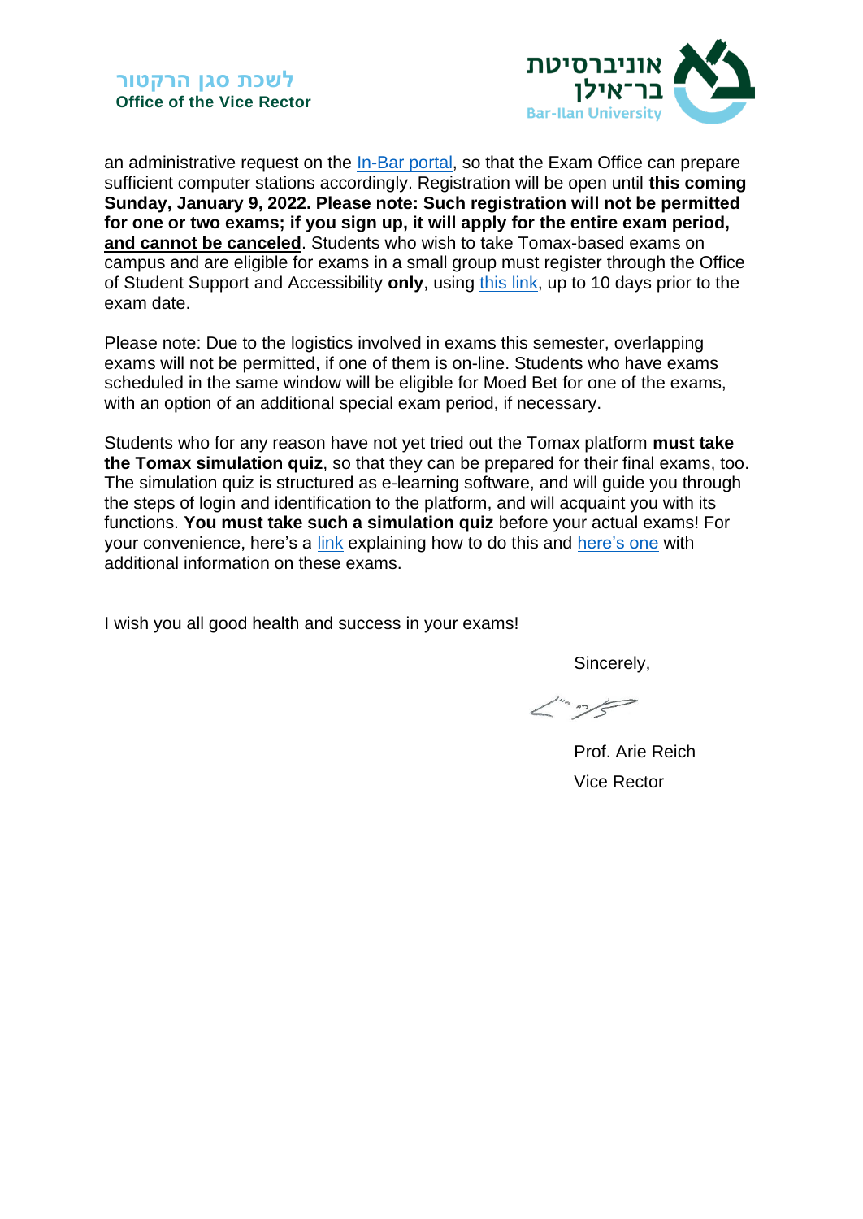an administrative request on the In-Bar portal, so that the Exam Office can prepare sufficient computer stations accordingly. Registration will be open until **this coming Sunday, January 9, 2022. Please note: Such registration will not be permitted for one or two exams; if you sign up, it will apply for the entire exam period, and cannot be canceled**. Students who wish to take Tomax-based exams on campus and are eligible for exams in a small group must register through the Office of Student Support and Accessibility **only**, using this link, up to 10 days prior to the exam date.

Please note: Due to the logistics involved in exams this semester, overlapping exams will not be permitted, if one of them is on-line. Students who have exams scheduled in the same window will be eligible for Moed Bet for one of the exams, with an option of an additional special exam period, if necessary.

Students who for any reason have not yet tried out the Tomax platform **must take the Tomax simulation quiz**, so that they can be prepared for their final exams, too. The simulation quiz is structured as e-learning software, and will guide you through the steps of login and identification to the platform, and will acquaint you with its functions. **You must take such a simulation quiz** before your actual exams! For your convenience, here's a link explaining how to do this and here's one with additional information on these exams.

I wish you all good health and success in your exams!

Sincerely,

Prof. Arie Reich

Vice Rector